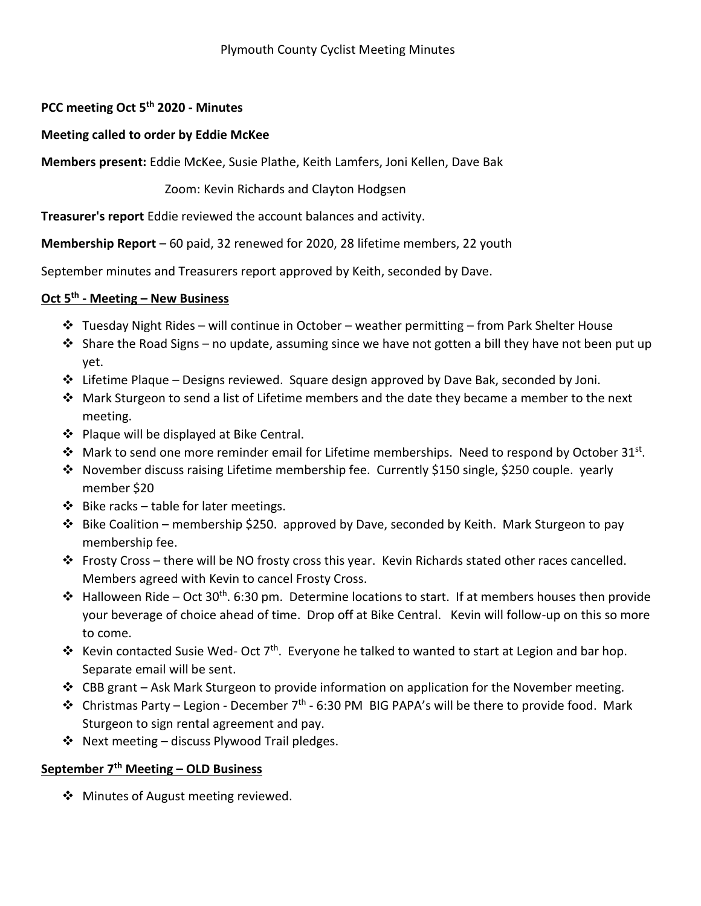# Plymouth County Cyclist Meeting Minutes

**PCC meeting Oct 5th 2020 - Minutes**

**Meeting called to order by Eddie McKee**

**Members present:** Eddie McKee, Susie Plathe, Keith Lamfers, Joni Kellen, Dave Bak

Zoom: Kevin Richards and Clayton Hodgsen

**Treasurer's report** Eddie reviewed the account balances and activity.

**Membership Report** – 60 paid, 32 renewed for 2020, 28 lifetime members, 22 youth

September minutes and Treasurers report approved by Keith, seconded by Dave.

## Oct 5th - Meeting – New Business

- Tuesday Night Rides – will continue in October – weather permitting – from Park Shelter House
- Share the Road Signs – no update, assuming since we have not gotten a bill they have not been put up yet.
- Lifetime Plaque – Designs reviewed. Square design approved by Dave Bak, seconded by Joni.
- Mark Sturgeon to send a list of Lifetime members and the date they became a member to the next meeting.
- Plaque will be displayed at Bike Central.
- Mark to send one more reminder email for Lifetime memberships. Need to respond by October 31st.
- November discuss raising Lifetime membership fee. Currently $150 single, $250 couple. yearly member $20
- Bike racks – table for later meetings.
- Bike Coalition – membership $250. approved by Dave, seconded by Keith. Mark Sturgeon to pay membership fee.
- Frosty Cross – there will be NO frosty cross this year. Kevin Richards stated other races cancelled. Members agreed with Kevin to cancel Frosty Cross.
- Halloween Ride – Oct 30th. 6:30 pm. Determine locations to start. If at members houses then provide your beverage of choice ahead of time. Drop off at Bike Central. Kevin will follow-up on this so more to come.
- Kevin contacted Susie Wed- Oct 7th. Everyone he talked to wanted to start at Legion and bar hop. Separate email will be sent.
- CBB grant – Ask Mark Sturgeon to provide information on application for the November meeting.
- Christmas Party – Legion - December 7th - 6:30 PM BIG PAPA's will be there to provide food. Mark Sturgeon to sign rental agreement and pay.
- Next meeting – discuss Plywood Trail pledges.

## September 7th Meeting – OLD Business

- Minutes of August meeting reviewed.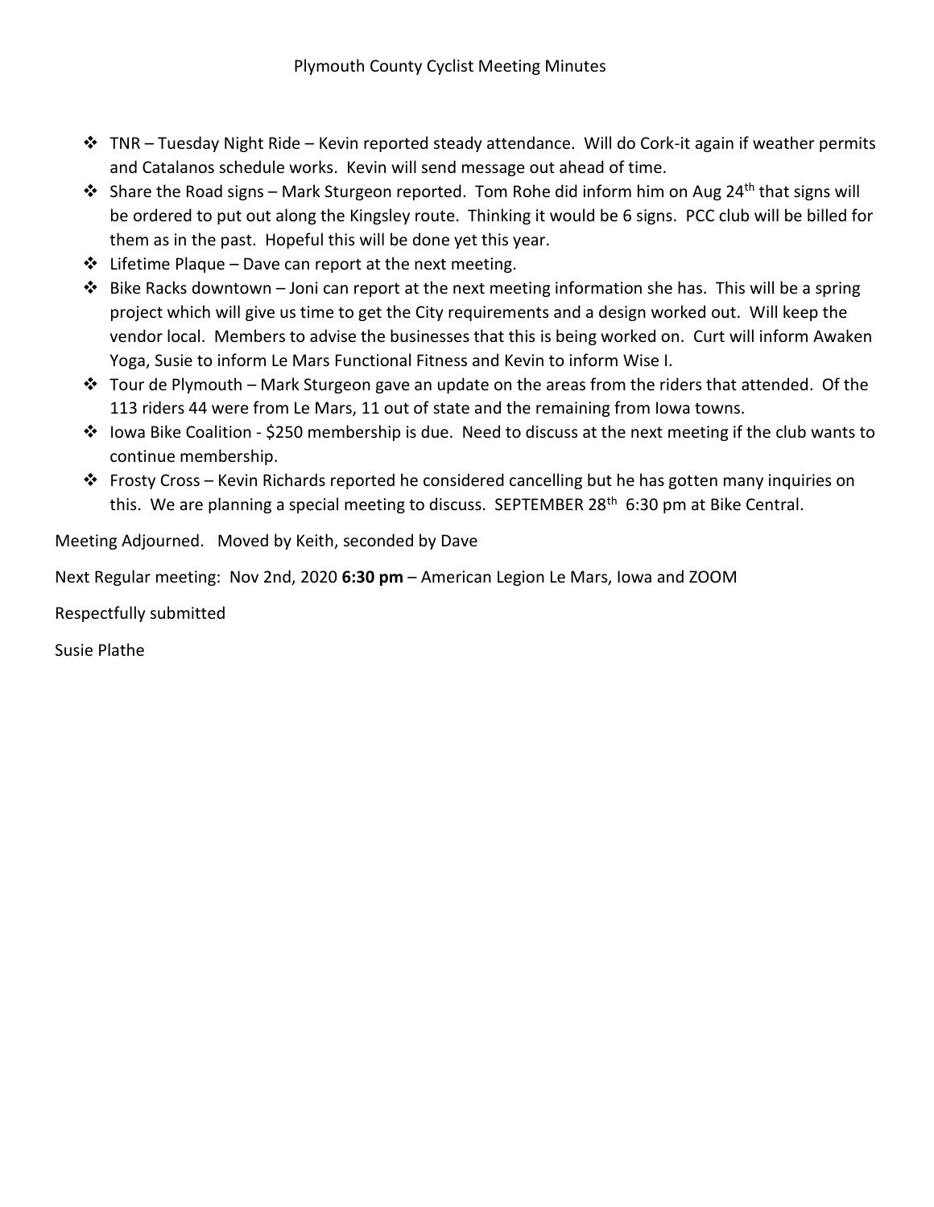- TNR – Tuesday Night Ride – Kevin reported steady attendance. Will do Cork-it again if weather permits and Catalanos schedule works. Kevin will send message out ahead of time.
- Share the Road signs – Mark Sturgeon reported. Tom Rohe did inform him on Aug 24th that signs will be ordered to put out along the Kingsley route. Thinking it would be 6 signs. PCC club will be billed for them as in the past. Hopeful this will be done yet this year.
- Lifetime Plaque – Dave can report at the next meeting.
- Bike Racks downtown – Joni can report at the next meeting information she has. This will be a spring project which will give us time to get the City requirements and a design worked out. Will keep the vendor local. Members to advise the businesses that this is being worked on. Curt will inform Awaken Yoga, Susie to inform Le Mars Functional Fitness and Kevin to inform Wise I.
- Tour de Plymouth – Mark Sturgeon gave an update on the areas from the riders that attended. Of the 113 riders 44 were from Le Mars, 11 out of state and the remaining from Iowa towns.
- Iowa Bike Coalition - $250 membership is due. Need to discuss at the next meeting if the club wants to continue membership.
- Frosty Cross – Kevin Richards reported he considered cancelling but he has gotten many inquiries on this. We are planning a special meeting to discuss. SEPTEMBER 28th 6:30 pm at Bike Central.

Meeting Adjourned. Moved by Keith, seconded by Dave

Next Regular meeting: Nov 2nd, 2020 **6:30 pm** – American Legion Le Mars, Iowa and ZOOM

Respectfully submitted

Susie Plathe